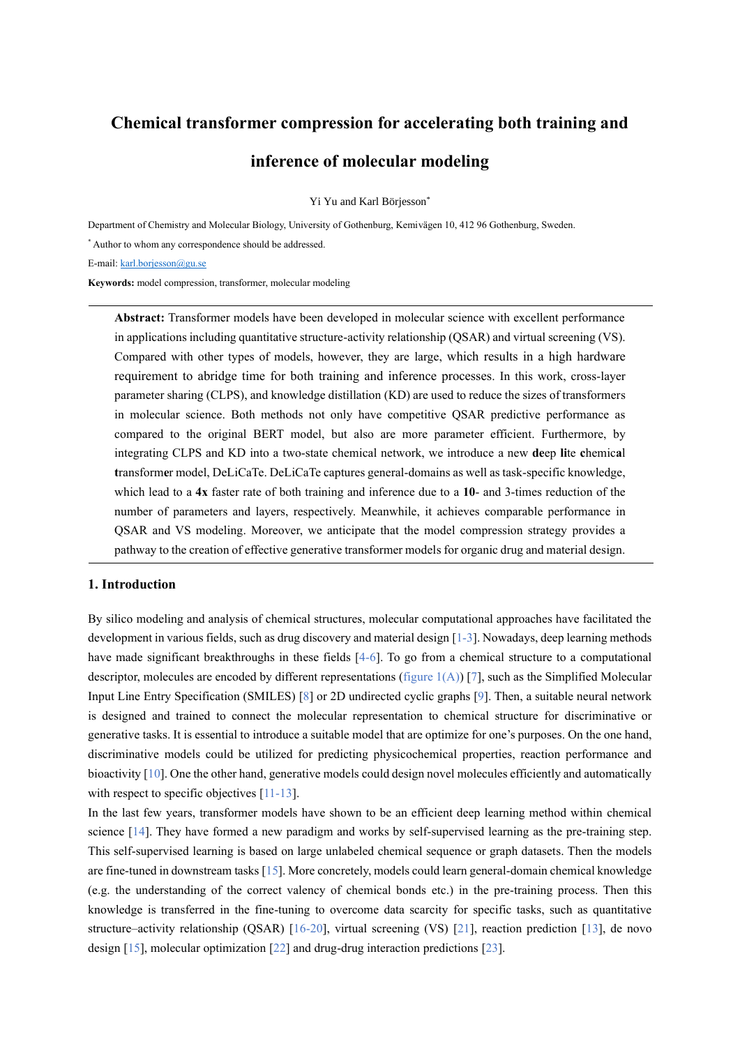# Chemical transformer compression for accelerating both training and inference of molecular modeling

Yi Yu and Karl Börjesson*

Department of Chemistry and Molecular Biology, University of Gothenburg, Kemivägen 10, 412 96 Gothenburg, Sweden.

* Author to whom any correspondence should be addressed.

E-mail: karl.borjesson@gu.se

**Keywords:** model compression, transformer, molecular modeling

---

**Abstract:** Transformer models have been developed in molecular science with excellent performance in applications including quantitative structure-activity relationship (QSAR) and virtual screening (VS). Compared with other types of models, however, they are large, which results in a high hardware requirement to abridge time for both training and inference processes. In this work, cross-layer parameter sharing (CLPS), and knowledge distillation (KD) are used to reduce the sizes of transformers in molecular science. Both methods not only have competitive QSAR predictive performance as compared to the original BERT model, but also are more parameter efficient. Furthermore, by integrating CLPS and KD into a two-state chemical network, we introduce a new **de**ep **li**te **c**hemic**a**l **t**ransform**e**r model, DeLiCaTe. DeLiCaTe captures general-domains as well as task-specific knowledge, which lead to a **4x** faster rate of both training and inference due to a **10**- and 3-times reduction of the number of parameters and layers, respectively. Meanwhile, it achieves comparable performance in QSAR and VS modeling. Moreover, we anticipate that the model compression strategy provides a pathway to the creation of effective generative transformer models for organic drug and material design.

---

## 1. Introduction

By silico modeling and analysis of chemical structures, molecular computational approaches have facilitated the development in various fields, such as drug discovery and material design [1-3]. Nowadays, deep learning methods have made significant breakthroughs in these fields [4-6]. To go from a chemical structure to a computational descriptor, molecules are encoded by different representations (figure 1(A)) [7], such as the Simplified Molecular Input Line Entry Specification (SMILES) [8] or 2D undirected cyclic graphs [9]. Then, a suitable neural network is designed and trained to connect the molecular representation to chemical structure for discriminative or generative tasks. It is essential to introduce a suitable model that are optimize for one's purposes. On the one hand, discriminative models could be utilized for predicting physicochemical properties, reaction performance and bioactivity [10]. One the other hand, generative models could design novel molecules efficiently and automatically with respect to specific objectives [11-13].

In the last few years, transformer models have shown to be an efficient deep learning method within chemical science [14]. They have formed a new paradigm and works by self-supervised learning as the pre-training step. This self-supervised learning is based on large unlabeled chemical sequence or graph datasets. Then the models are fine-tuned in downstream tasks [15]. More concretely, models could learn general-domain chemical knowledge (e.g. the understanding of the correct valency of chemical bonds etc.) in the pre-training process. Then this knowledge is transferred in the fine-tuning to overcome data scarcity for specific tasks, such as quantitative structure–activity relationship (QSAR) [16-20], virtual screening (VS) [21], reaction prediction [13], de novo design [15], molecular optimization [22] and drug-drug interaction predictions [23].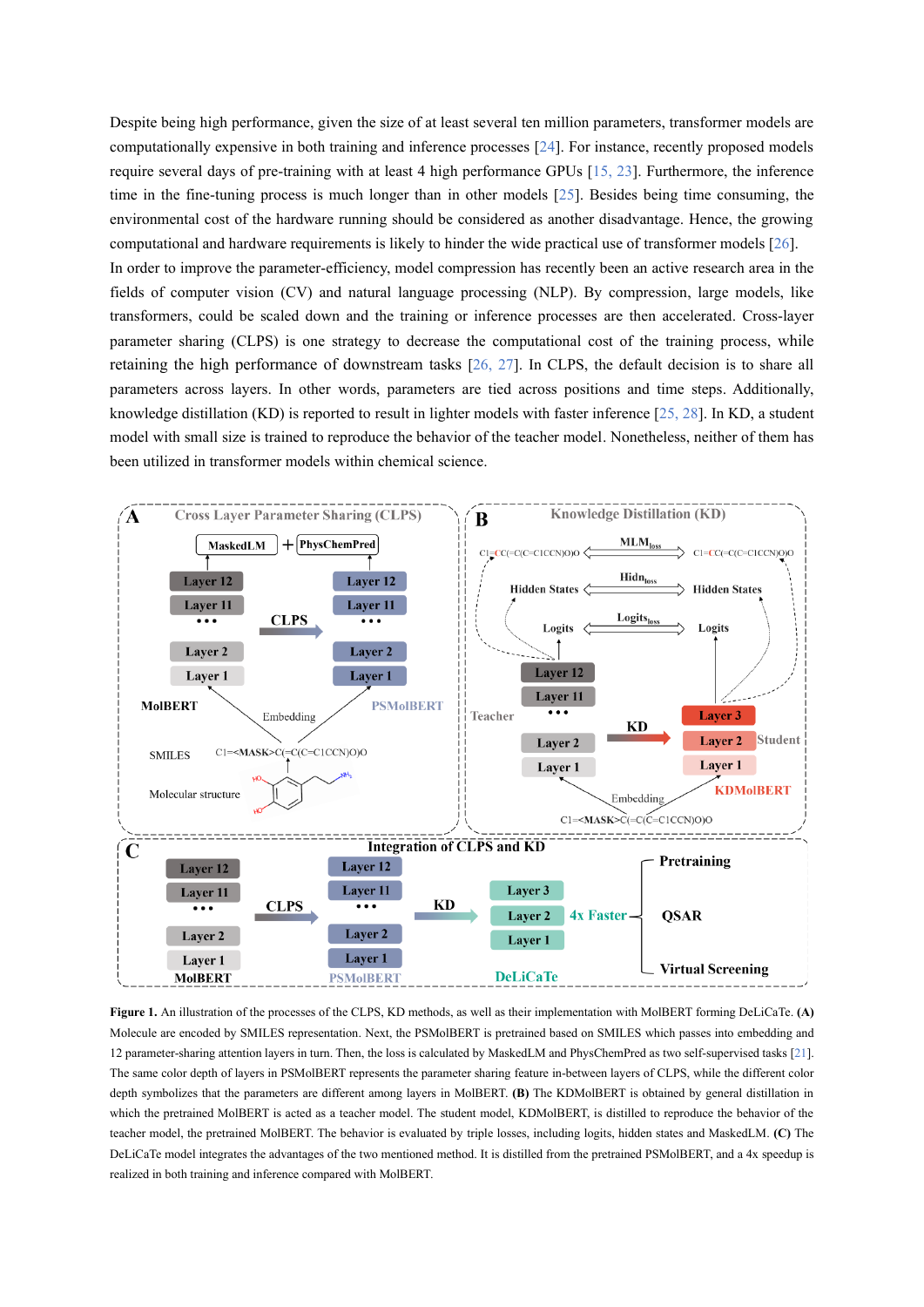Despite being high performance, given the size of at least several ten million parameters, transformer models are computationally expensive in both training and inference processes [24]. For instance, recently proposed models require several days of pre-training with at least 4 high performance GPUs [15, 23]. Furthermore, the inference time in the fine-tuning process is much longer than in other models [25]. Besides being time consuming, the environmental cost of the hardware running should be considered as another disadvantage. Hence, the growing computational and hardware requirements is likely to hinder the wide practical use of transformer models [26].

In order to improve the parameter-efficiency, model compression has recently been an active research area in the fields of computer vision (CV) and natural language processing (NLP). By compression, large models, like transformers, could be scaled down and the training or inference processes are then accelerated. Cross-layer parameter sharing (CLPS) is one strategy to decrease the computational cost of the training process, while retaining the high performance of downstream tasks [26, 27]. In CLPS, the default decision is to share all parameters across layers. In other words, parameters are tied across positions and time steps. Additionally, knowledge distillation (KD) is reported to result in lighter models with faster inference [25, 28]. In KD, a student model with small size is trained to reproduce the behavior of the teacher model. Nonetheless, neither of them has been utilized in transformer models within chemical science.

**Figure 1.** An illustration of the processes of the CLPS, KD methods, as well as their implementation with MolBERT forming DeLiCaTe. **(A)** Molecule are encoded by SMILES representation. Next, the PSMolBERT is pretrained based on SMILES which passes into embedding and 12 parameter-sharing attention layers in turn. Then, the loss is calculated by MaskedLM and PhysChemPred as two self-supervised tasks [21]. The same color depth of layers in PSMolBERT represents the parameter sharing feature in-between layers of CLPS, while the different color depth symbolizes that the parameters are different among layers in MolBERT. **(B)** The KDMolBERT is obtained by general distillation in which the pretrained MolBERT is acted as a teacher model. The student model, KDMolBERT, is distilled to reproduce the behavior of the teacher model, the pretrained MolBERT. The behavior is evaluated by triple losses, including logits, hidden states and MaskedLM. **(C)** The DeLiCaTe model integrates the advantages of the two mentioned method. It is distilled from the pretrained PSMolBERT, and a 4x speedup is realized in both training and inference compared with MolBERT.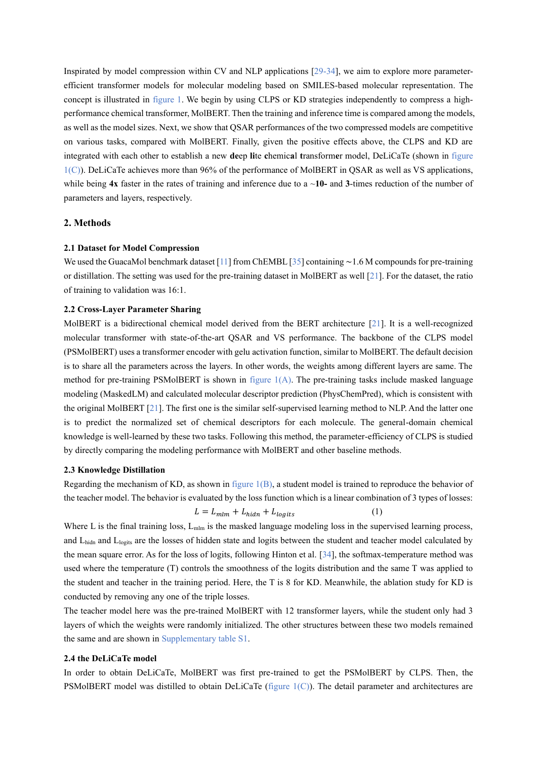Inspirated by model compression within CV and NLP applications [29-34], we aim to explore more parameter-efficient transformer models for molecular modeling based on SMILES-based molecular representation. The concept is illustrated in figure 1. We begin by using CLPS or KD strategies independently to compress a high-performance chemical transformer, MolBERT. Then the training and inference time is compared among the models, as well as the model sizes. Next, we show that QSAR performances of the two compressed models are competitive on various tasks, compared with MolBERT. Finally, given the positive effects above, the CLPS and KD are integrated with each other to establish a new **de**ep **li**te **c**hemic**a**l **t**ransform**e**r model, DeLiCaTe (shown in figure 1(C)). DeLiCaTe achieves more than 96% of the performance of MolBERT in QSAR as well as VS applications, while being **4x** faster in the rates of training and inference due to a ~**10-** and **3**-times reduction of the number of parameters and layers, respectively.

## 2. Methods

### 2.1 Dataset for Model Compression

We used the GuacaMol benchmark dataset [11] from ChEMBL [35] containing ~1.6 M compounds for pre-training or distillation. The setting was used for the pre-training dataset in MolBERT as well [21]. For the dataset, the ratio of training to validation was 16:1.

### 2.2 Cross-Layer Parameter Sharing

MolBERT is a bidirectional chemical model derived from the BERT architecture [21]. It is a well-recognized molecular transformer with state-of-the-art QSAR and VS performance. The backbone of the CLPS model (PSMolBERT) uses a transformer encoder with gelu activation function, similar to MolBERT. The default decision is to share all the parameters across the layers. In other words, the weights among different layers are same. The method for pre-training PSMolBERT is shown in figure 1(A). The pre-training tasks include masked language modeling (MaskedLM) and calculated molecular descriptor prediction (PhysChemPred), which is consistent with the original MolBERT [21]. The first one is the similar self-supervised learning method to NLP. And the latter one is to predict the normalized set of chemical descriptors for each molecule. The general-domain chemical knowledge is well-learned by these two tasks. Following this method, the parameter-efficiency of CLPS is studied by directly comparing the modeling performance with MolBERT and other baseline methods.

### 2.3 Knowledge Distillation

Regarding the mechanism of KD, as shown in figure 1(B), a student model is trained to reproduce the behavior of the teacher model. The behavior is evaluated by the loss function which is a linear combination of 3 types of losses:

$$L = L_{mlm} + L_{hidn} + L_{logits} \qquad (1)$$

Where L is the final training loss, $L_{mlm}$ is the masked language modeling loss in the supervised learning process, and $L_{hidn}$ and $L_{logits}$ are the losses of hidden state and logits between the student and teacher model calculated by the mean square error. As for the loss of logits, following Hinton et al. [34], the softmax-temperature method was used where the temperature (T) controls the smoothness of the logits distribution and the same T was applied to the student and teacher in the training period. Here, the T is 8 for KD. Meanwhile, the ablation study for KD is conducted by removing any one of the triple losses.

The teacher model here was the pre-trained MolBERT with 12 transformer layers, while the student only had 3 layers of which the weights were randomly initialized. The other structures between these two models remained the same and are shown in Supplementary table S1.

### 2.4 the DeLiCaTe model

In order to obtain DeLiCaTe, MolBERT was first pre-trained to get the PSMolBERT by CLPS. Then, the PSMolBERT model was distilled to obtain DeLiCaTe (figure 1(C)). The detail parameter and architectures are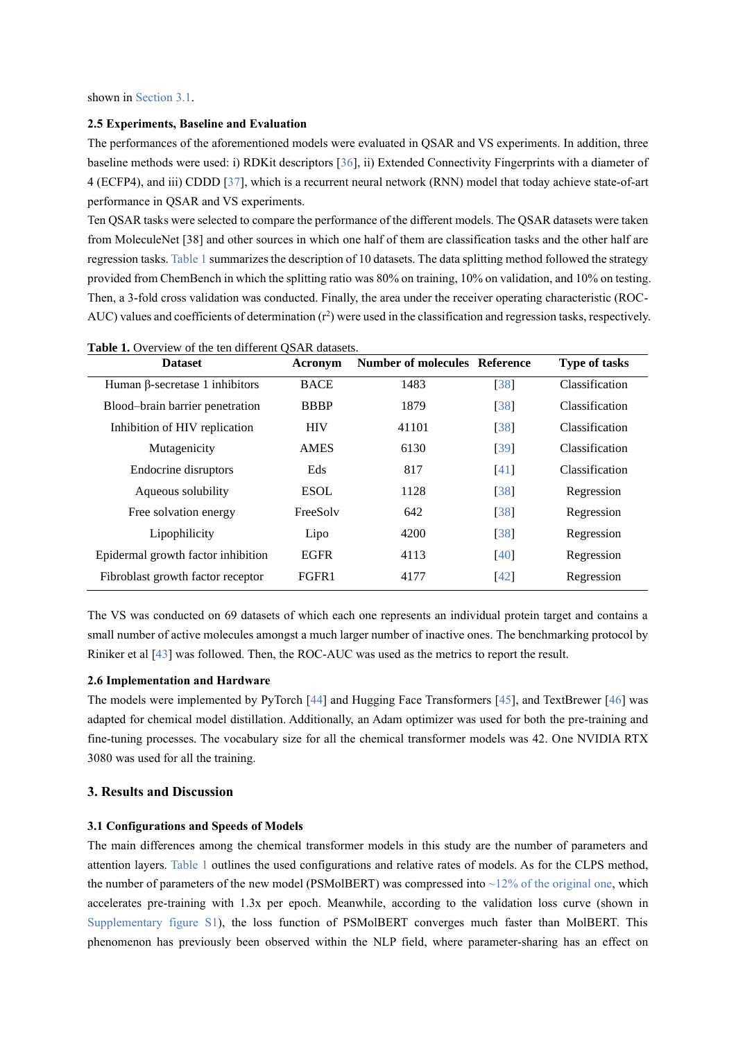shown in Section 3.1.

### 2.5 Experiments, Baseline and Evaluation

The performances of the aforementioned models were evaluated in QSAR and VS experiments. In addition, three baseline methods were used: i) RDKit descriptors [36], ii) Extended Connectivity Fingerprints with a diameter of 4 (ECFP4), and iii) CDDD [37], which is a recurrent neural network (RNN) model that today achieve state-of-art performance in QSAR and VS experiments.

Ten QSAR tasks were selected to compare the performance of the different models. The QSAR datasets were taken from MoleculeNet [38] and other sources in which one half of them are classification tasks and the other half are regression tasks. Table 1 summarizes the description of 10 datasets. The data splitting method followed the strategy provided from ChemBench in which the splitting ratio was 80% on training, 10% on validation, and 10% on testing. Then, a 3-fold cross validation was conducted. Finally, the area under the receiver operating characteristic (ROC-AUC) values and coefficients of determination ($r^2$) were used in the classification and regression tasks, respectively.

**Table 1.** Overview of the ten different QSAR datasets.

| Dataset | Acronym | Number of molecules | Reference | Type of tasks |
|---|---|---|---|---|
| Human β-secretase 1 inhibitors | BACE | 1483 | [38] | Classification |
| Blood–brain barrier penetration | BBBP | 1879 | [38] | Classification |
| Inhibition of HIV replication | HIV | 41101 | [38] | Classification |
| Mutagenicity | AMES | 6130 | [39] | Classification |
| Endocrine disruptors | Eds | 817 | [41] | Classification |
| Aqueous solubility | ESOL | 1128 | [38] | Regression |
| Free solvation energy | FreeSolv | 642 | [38] | Regression |
| Lipophilicity | Lipo | 4200 | [38] | Regression |
| Epidermal growth factor inhibition | EGFR | 4113 | [40] | Regression |
| Fibroblast growth factor receptor | FGFR1 | 4177 | [42] | Regression |

The VS was conducted on 69 datasets of which each one represents an individual protein target and contains a small number of active molecules amongst a much larger number of inactive ones. The benchmarking protocol by Riniker et al [43] was followed. Then, the ROC-AUC was used as the metrics to report the result.

### 2.6 Implementation and Hardware

The models were implemented by PyTorch [44] and Hugging Face Transformers [45], and TextBrewer [46] was adapted for chemical model distillation. Additionally, an Adam optimizer was used for both the pre-training and fine-tuning processes. The vocabulary size for all the chemical transformer models was 42. One NVIDIA RTX 3080 was used for all the training.

## 3. Results and Discussion

### 3.1 Configurations and Speeds of Models

The main differences among the chemical transformer models in this study are the number of parameters and attention layers. Table 1 outlines the used configurations and relative rates of models. As for the CLPS method, the number of parameters of the new model (PSMolBERT) was compressed into ~12% of the original one, which accelerates pre-training with 1.3x per epoch. Meanwhile, according to the validation loss curve (shown in Supplementary figure S1), the loss function of PSMolBERT converges much faster than MolBERT. This phenomenon has previously been observed within the NLP field, where parameter-sharing has an effect on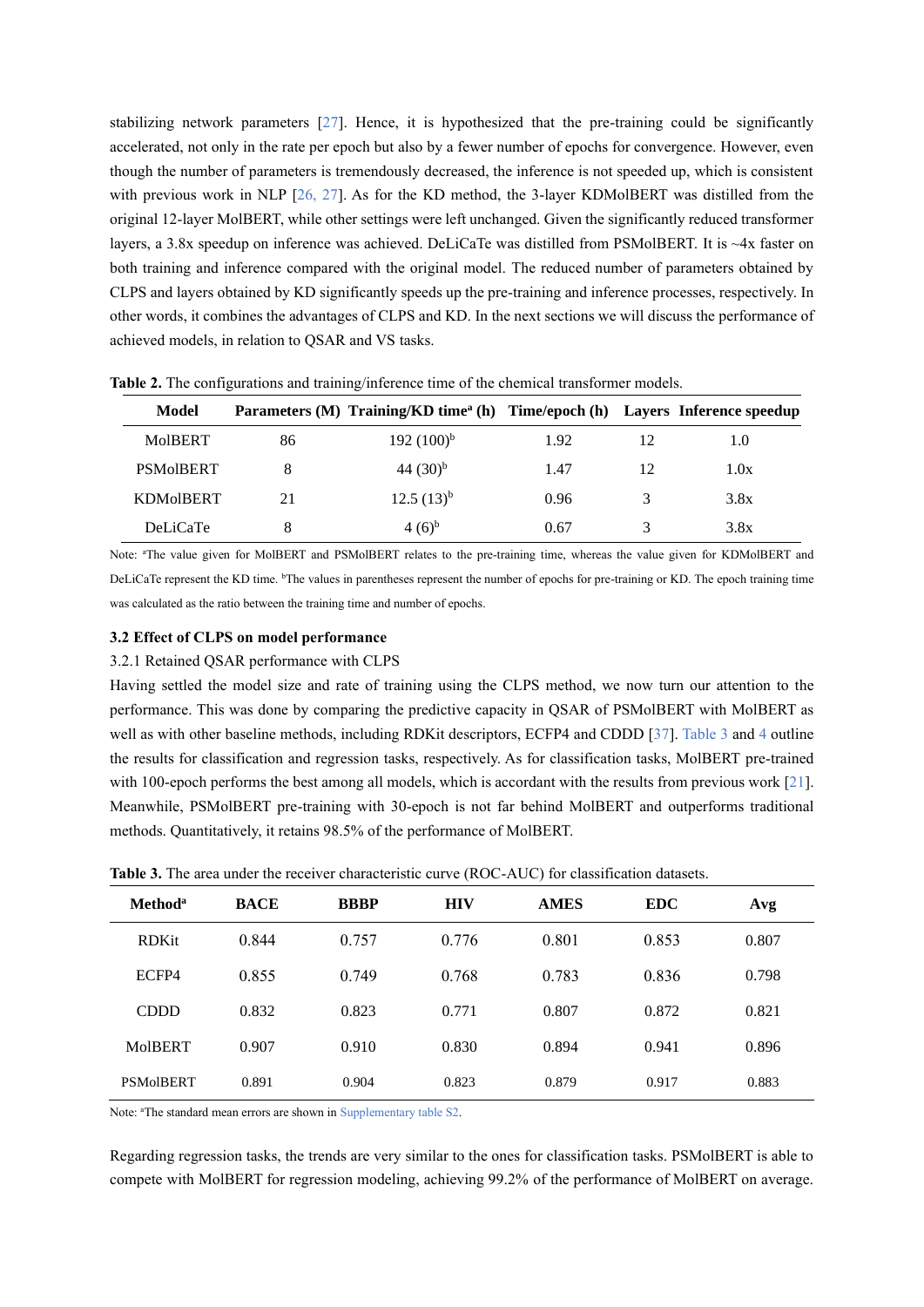stabilizing network parameters [27]. Hence, it is hypothesized that the pre-training could be significantly accelerated, not only in the rate per epoch but also by a fewer number of epochs for convergence. However, even though the number of parameters is tremendously decreased, the inference is not speeded up, which is consistent with previous work in NLP [26, 27]. As for the KD method, the 3-layer KDMolBERT was distilled from the original 12-layer MolBERT, while other settings were left unchanged. Given the significantly reduced transformer layers, a 3.8x speedup on inference was achieved. DeLiCaTe was distilled from PSMolBERT. It is ~4x faster on both training and inference compared with the original model. The reduced number of parameters obtained by CLPS and layers obtained by KD significantly speeds up the pre-training and inference processes, respectively. In other words, it combines the advantages of CLPS and KD. In the next sections we will discuss the performance of achieved models, in relation to QSAR and VS tasks.

**Table 2.** The configurations and training/inference time of the chemical transformer models.

| Model | Parameters (M) | Training/KD time[a] (h) | Time/epoch (h) | Layers | Inference speedup |
|---|---|---|---|---|---|
| MolBERT | 86 | 192 (100)[b] | 1.92 | 12 | 1.0 |
| PSMolBERT | 8 | 44 (30)[b] | 1.47 | 12 | 1.0x |
| KDMolBERT | 21 | 12.5 (13)[b] | 0.96 | 3 | 3.8x |
| DeLiCaTe | 8 | 4 (6)[b] | 0.67 | 3 | 3.8x |

Note: [a]The value given for MolBERT and PSMolBERT relates to the pre-training time, whereas the value given for KDMolBERT and DeLiCaTe represent the KD time. [b]The values in parentheses represent the number of epochs for pre-training or KD. The epoch training time was calculated as the ratio between the training time and number of epochs.

### 3.2 Effect of CLPS on model performance

3.2.1 Retained QSAR performance with CLPS

Having settled the model size and rate of training using the CLPS method, we now turn our attention to the performance. This was done by comparing the predictive capacity in QSAR of PSMolBERT with MolBERT as well as with other baseline methods, including RDKit descriptors, ECFP4 and CDDD [37]. Table 3 and 4 outline the results for classification and regression tasks, respectively. As for classification tasks, MolBERT pre-trained with 100-epoch performs the best among all models, which is accordant with the results from previous work [21]. Meanwhile, PSMolBERT pre-training with 30-epoch is not far behind MolBERT and outperforms traditional methods. Quantitatively, it retains 98.5% of the performance of MolBERT.

**Table 3.** The area under the receiver characteristic curve (ROC-AUC) for classification datasets.

| Method[a] | BACE | BBBP | HIV | AMES | EDC | Avg |
|---|---|---|---|---|---|---|
| RDKit | 0.844 | 0.757 | 0.776 | 0.801 | 0.853 | 0.807 |
| ECFP4 | 0.855 | 0.749 | 0.768 | 0.783 | 0.836 | 0.798 |
| CDDD | 0.832 | 0.823 | 0.771 | 0.807 | 0.872 | 0.821 |
| MolBERT | 0.907 | 0.910 | 0.830 | 0.894 | 0.941 | 0.896 |
| PSMolBERT | 0.891 | 0.904 | 0.823 | 0.879 | 0.917 | 0.883 |

Note: [a]The standard mean errors are shown in Supplementary table S2.

Regarding regression tasks, the trends are very similar to the ones for classification tasks. PSMolBERT is able to compete with MolBERT for regression modeling, achieving 99.2% of the performance of MolBERT on average.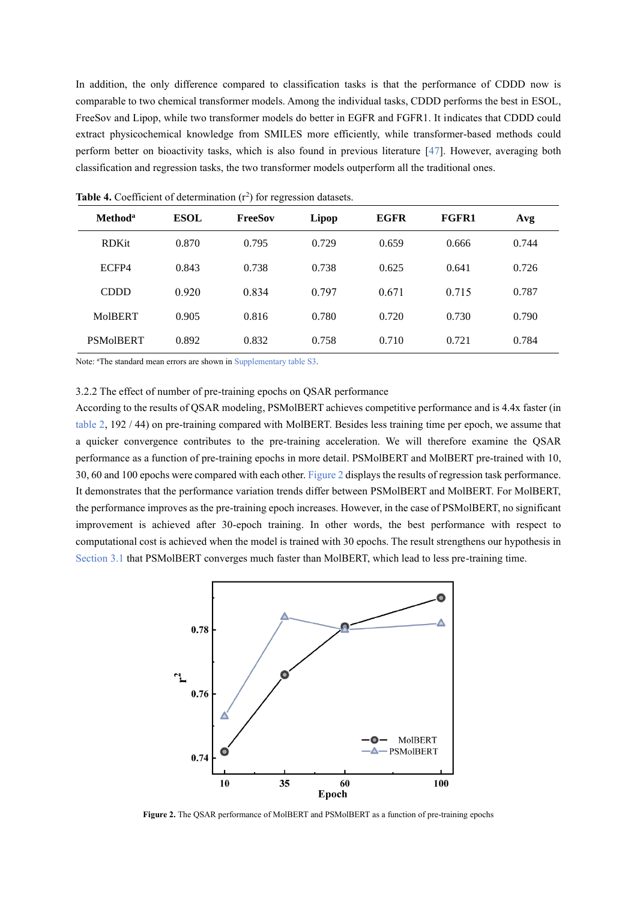In addition, the only difference compared to classification tasks is that the performance of CDDD now is comparable to two chemical transformer models. Among the individual tasks, CDDD performs the best in ESOL, FreeSov and Lipop, while two transformer models do better in EGFR and FGFR1. It indicates that CDDD could extract physicochemical knowledge from SMILES more efficiently, while transformer-based methods could perform better on bioactivity tasks, which is also found in previous literature [47]. However, averaging both classification and regression tasks, the two transformer models outperform all the traditional ones.

**Table 4.** Coefficient of determination ($r^2$) for regression datasets.

| Method[a] | ESOL | FreeSov | Lipop | EGFR | FGFR1 | Avg |
|---|---|---|---|---|---|---|
| RDKit | 0.870 | 0.795 | 0.729 | 0.659 | 0.666 | 0.744 |
| ECFP4 | 0.843 | 0.738 | 0.738 | 0.625 | 0.641 | 0.726 |
| CDDD | 0.920 | 0.834 | 0.797 | 0.671 | 0.715 | 0.787 |
| MolBERT | 0.905 | 0.816 | 0.780 | 0.720 | 0.730 | 0.790 |
| PSMolBERT | 0.892 | 0.832 | 0.758 | 0.710 | 0.721 | 0.784 |

Note: [a]The standard mean errors are shown in Supplementary table S3.

3.2.2 The effect of number of pre-training epochs on QSAR performance

According to the results of QSAR modeling, PSMolBERT achieves competitive performance and is 4.4x faster (in table 2, 192 / 44) on pre-training compared with MolBERT. Besides less training time per epoch, we assume that a quicker convergence contributes to the pre-training acceleration. We will therefore examine the QSAR performance as a function of pre-training epochs in more detail. PSMolBERT and MolBERT pre-trained with 10, 30, 60 and 100 epochs were compared with each other. Figure 2 displays the results of regression task performance. It demonstrates that the performance variation trends differ between PSMolBERT and MolBERT. For MolBERT, the performance improves as the pre-training epoch increases. However, in the case of PSMolBERT, no significant improvement is achieved after 30-epoch training. In other words, the best performance with respect to computational cost is achieved when the model is trained with 30 epochs. The result strengthens our hypothesis in Section 3.1 that PSMolBERT converges much faster than MolBERT, which lead to less pre-training time.

**Figure 2.** The QSAR performance of MolBERT and PSMolBERT as a function of pre-training epochs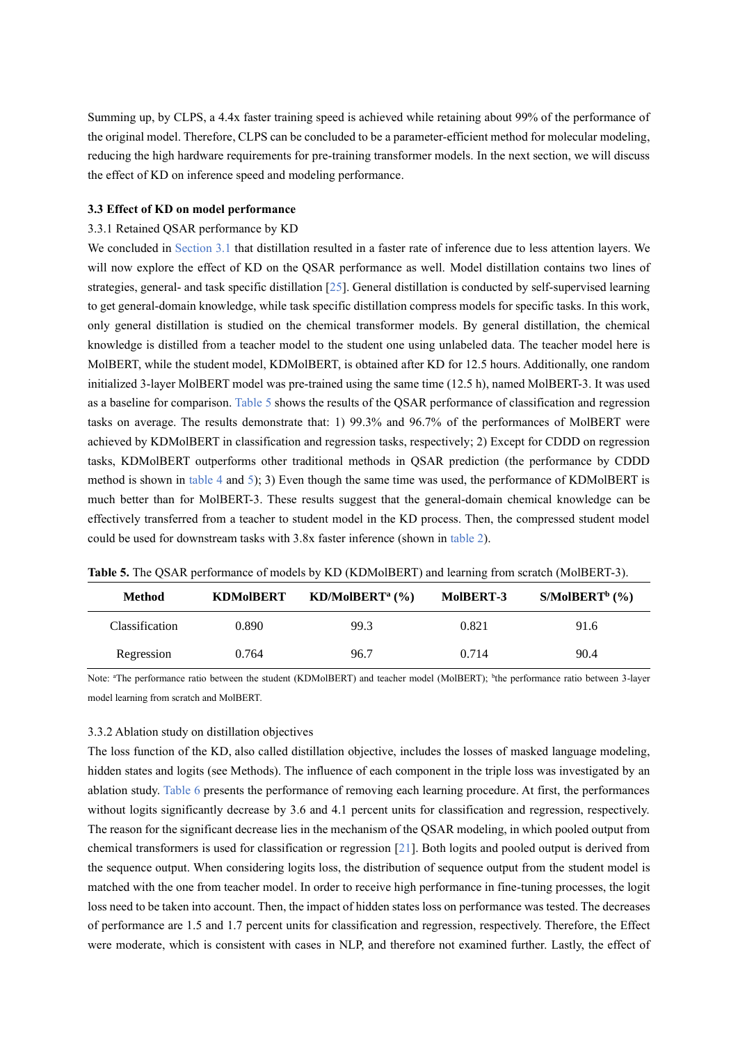Summing up, by CLPS, a 4.4x faster training speed is achieved while retaining about 99% of the performance of the original model. Therefore, CLPS can be concluded to be a parameter-efficient method for molecular modeling, reducing the high hardware requirements for pre-training transformer models. In the next section, we will discuss the effect of KD on inference speed and modeling performance.

### 3.3 Effect of KD on model performance

#### 3.3.1 Retained QSAR performance by KD

We concluded in Section 3.1 that distillation resulted in a faster rate of inference due to less attention layers. We will now explore the effect of KD on the QSAR performance as well. Model distillation contains two lines of strategies, general- and task specific distillation [25]. General distillation is conducted by self-supervised learning to get general-domain knowledge, while task specific distillation compress models for specific tasks. In this work, only general distillation is studied on the chemical transformer models. By general distillation, the chemical knowledge is distilled from a teacher model to the student one using unlabeled data. The teacher model here is MolBERT, while the student model, KDMolBERT, is obtained after KD for 12.5 hours. Additionally, one random initialized 3-layer MolBERT model was pre-trained using the same time (12.5 h), named MolBERT-3. It was used as a baseline for comparison. Table 5 shows the results of the QSAR performance of classification and regression tasks on average. The results demonstrate that: 1) 99.3% and 96.7% of the performances of MolBERT were achieved by KDMolBERT in classification and regression tasks, respectively; 2) Except for CDDD on regression tasks, KDMolBERT outperforms other traditional methods in QSAR prediction (the performance by CDDD method is shown in table 4 and 5); 3) Even though the same time was used, the performance of KDMolBERT is much better than for MolBERT-3. These results suggest that the general-domain chemical knowledge can be effectively transferred from a teacher to student model in the KD process. Then, the compressed student model could be used for downstream tasks with 3.8x faster inference (shown in table 2).

**Table 5.** The QSAR performance of models by KD (KDMolBERT) and learning from scratch (MolBERT-3).

| Method | KDMolBERT | KD/MolBERT[a] (%) | MolBERT-3 | S/MolBERT[b] (%) |
|---|---|---|---|---|
| Classification | 0.890 | 99.3 | 0.821 | 91.6 |
| Regression | 0.764 | 96.7 | 0.714 | 90.4 |

Note: [a]The performance ratio between the student (KDMolBERT) and teacher model (MolBERT); [b]the performance ratio between 3-layer model learning from scratch and MolBERT.

#### 3.3.2 Ablation study on distillation objectives

The loss function of the KD, also called distillation objective, includes the losses of masked language modeling, hidden states and logits (see Methods). The influence of each component in the triple loss was investigated by an ablation study. Table 6 presents the performance of removing each learning procedure. At first, the performances without logits significantly decrease by 3.6 and 4.1 percent units for classification and regression, respectively. The reason for the significant decrease lies in the mechanism of the QSAR modeling, in which pooled output from chemical transformers is used for classification or regression [21]. Both logits and pooled output is derived from the sequence output. When considering logits loss, the distribution of sequence output from the student model is matched with the one from teacher model. In order to receive high performance in fine-tuning processes, the logit loss need to be taken into account. Then, the impact of hidden states loss on performance was tested. The decreases of performance are 1.5 and 1.7 percent units for classification and regression, respectively. Therefore, the Effect were moderate, which is consistent with cases in NLP, and therefore not examined further. Lastly, the effect of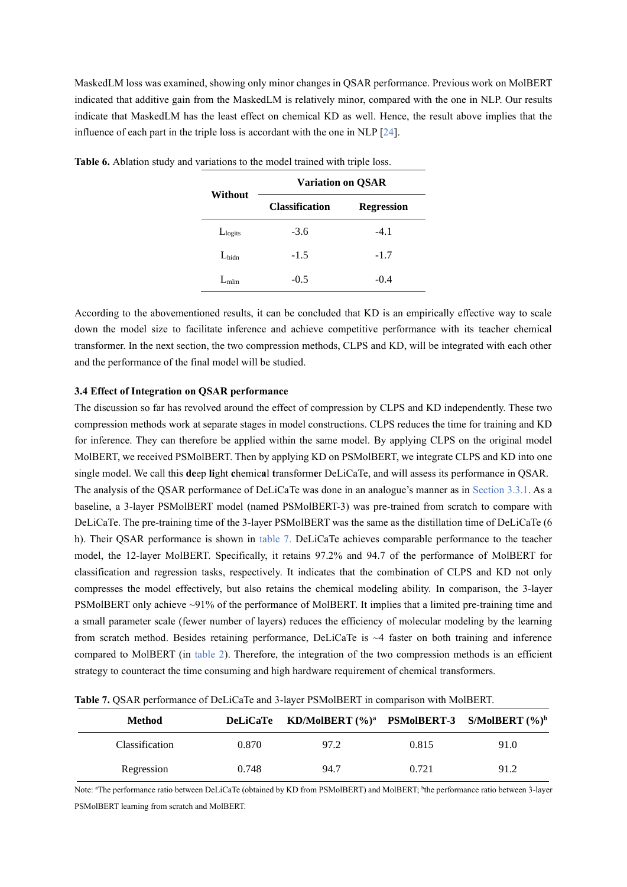MaskedLM loss was examined, showing only minor changes in QSAR performance. Previous work on MolBERT indicated that additive gain from the MaskedLM is relatively minor, compared with the one in NLP. Our results indicate that MaskedLM has the least effect on chemical KD as well. Hence, the result above implies that the influence of each part in the triple loss is accordant with the one in NLP [24].

**Table 6.** Ablation study and variations to the model trained with triple loss.

| Without | Variation on QSAR | |
|---|---|---|
| | **Classification** | **Regression** |
| $L_{logits}$ | -3.6 | -4.1 |
| $L_{hidn}$ | -1.5 | -1.7 |
| $L_{mlm}$ | -0.5 | -0.4 |

According to the abovementioned results, it can be concluded that KD is an empirically effective way to scale down the model size to facilitate inference and achieve competitive performance with its teacher chemical transformer. In the next section, the two compression methods, CLPS and KD, will be integrated with each other and the performance of the final model will be studied.

### 3.4 Effect of Integration on QSAR performance

The discussion so far has revolved around the effect of compression by CLPS and KD independently. These two compression methods work at separate stages in model constructions. CLPS reduces the time for training and KD for inference. They can therefore be applied within the same model. By applying CLPS on the original model MolBERT, we received PSMolBERT. Then by applying KD on PSMolBERT, we integrate CLPS and KD into one single model. We call this **de**ep **li**ght **c**hemic**a**l **t**ransform**e**r DeLiCaTe, and will assess its performance in QSAR.

The analysis of the QSAR performance of DeLiCaTe was done in an analogue's manner as in Section 3.3.1. As a baseline, a 3-layer PSMolBERT model (named PSMolBERT-3) was pre-trained from scratch to compare with DeLiCaTe. The pre-training time of the 3-layer PSMolBERT was the same as the distillation time of DeLiCaTe (6 h). Their QSAR performance is shown in table 7. DeLiCaTe achieves comparable performance to the teacher model, the 12-layer MolBERT. Specifically, it retains 97.2% and 94.7 of the performance of MolBERT for classification and regression tasks, respectively. It indicates that the combination of CLPS and KD not only compresses the model effectively, but also retains the chemical modeling ability. In comparison, the 3-layer PSMolBERT only achieve ~91% of the performance of MolBERT. It implies that a limited pre-training time and a small parameter scale (fewer number of layers) reduces the efficiency of molecular modeling by the learning from scratch method. Besides retaining performance, DeLiCaTe is ~4 faster on both training and inference compared to MolBERT (in table 2). Therefore, the integration of the two compression methods is an efficient strategy to counteract the time consuming and high hardware requirement of chemical transformers.

**Table 7.** QSAR performance of DeLiCaTe and 3-layer PSMolBERT in comparison with MolBERT.

| Method | DeLiCaTe | KD/MolBERT (%)[a] | PSMolBERT-3 | S/MolBERT (%)[b] |
|---|---|---|---|---|
| Classification | 0.870 | 97.2 | 0.815 | 91.0 |
| Regression | 0.748 | 94.7 | 0.721 | 91.2 |

Note: [a]The performance ratio between DeLiCaTe (obtained by KD from PSMolBERT) and MolBERT; [b]the performance ratio between 3-layer PSMolBERT learning from scratch and MolBERT.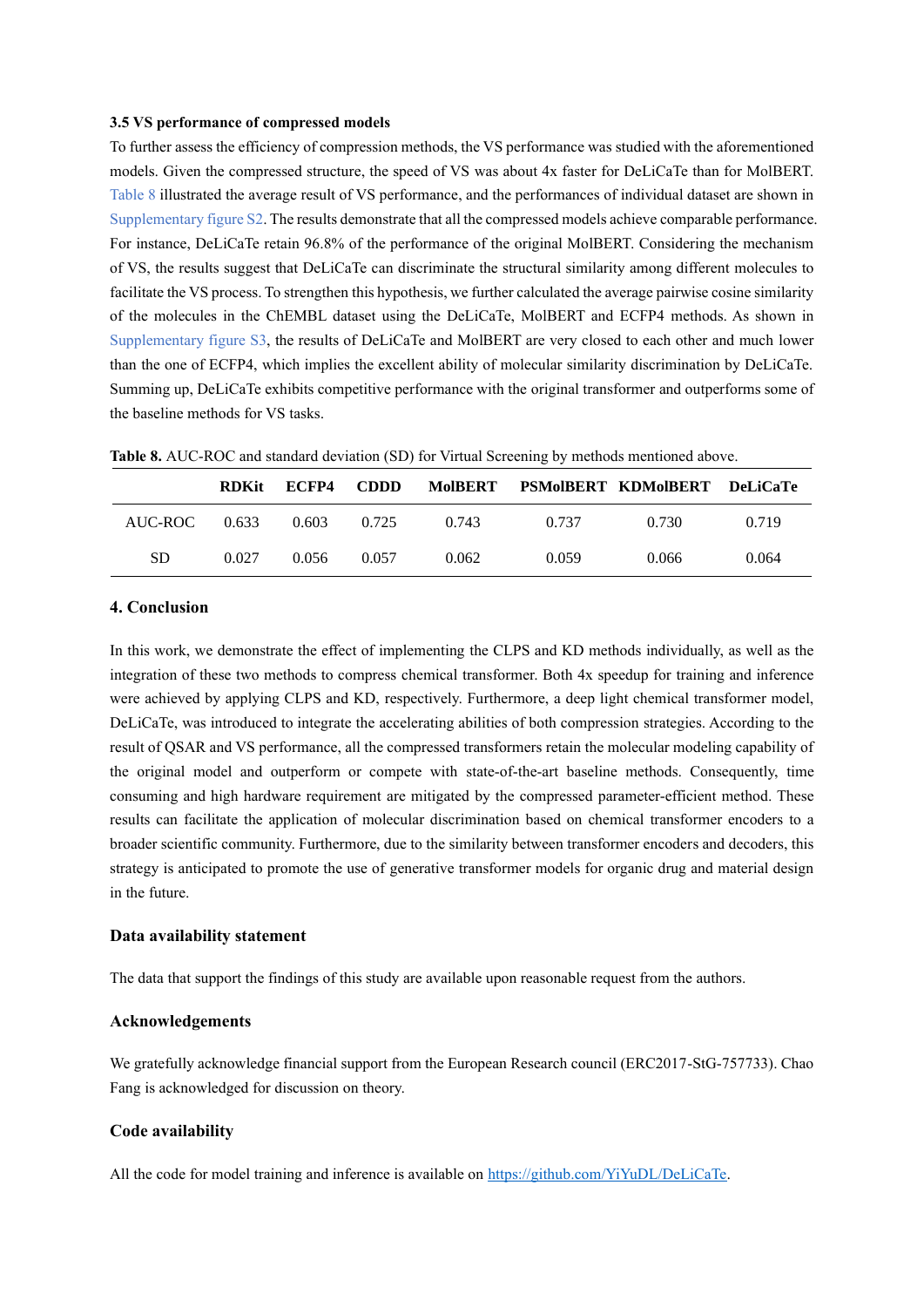### 3.5 VS performance of compressed models

To further assess the efficiency of compression methods, the VS performance was studied with the aforementioned models. Given the compressed structure, the speed of VS was about 4x faster for DeLiCaTe than for MolBERT. Table 8 illustrated the average result of VS performance, and the performances of individual dataset are shown in Supplementary figure S2. The results demonstrate that all the compressed models achieve comparable performance. For instance, DeLiCaTe retain 96.8% of the performance of the original MolBERT. Considering the mechanism of VS, the results suggest that DeLiCaTe can discriminate the structural similarity among different molecules to facilitate the VS process. To strengthen this hypothesis, we further calculated the average pairwise cosine similarity of the molecules in the ChEMBL dataset using the DeLiCaTe, MolBERT and ECFP4 methods. As shown in Supplementary figure S3, the results of DeLiCaTe and MolBERT are very closed to each other and much lower than the one of ECFP4, which implies the excellent ability of molecular similarity discrimination by DeLiCaTe. Summing up, DeLiCaTe exhibits competitive performance with the original transformer and outperforms some of the baseline methods for VS tasks.

**Table 8.** AUC-ROC and standard deviation (SD) for Virtual Screening by methods mentioned above.

| | RDKit | ECFP4 | CDDD | MolBERT | PSMolBERT | KDMolBERT | DeLiCaTe |
|---|---|---|---|---|---|---|---|
| AUC-ROC | 0.633 | 0.603 | 0.725 | 0.743 | 0.737 | 0.730 | 0.719 |
| SD | 0.027 | 0.056 | 0.057 | 0.062 | 0.059 | 0.066 | 0.064 |

## 4. Conclusion

In this work, we demonstrate the effect of implementing the CLPS and KD methods individually, as well as the integration of these two methods to compress chemical transformer. Both 4x speedup for training and inference were achieved by applying CLPS and KD, respectively. Furthermore, a deep light chemical transformer model, DeLiCaTe, was introduced to integrate the accelerating abilities of both compression strategies. According to the result of QSAR and VS performance, all the compressed transformers retain the molecular modeling capability of the original model and outperform or compete with state-of-the-art baseline methods. Consequently, time consuming and high hardware requirement are mitigated by the compressed parameter-efficient method. These results can facilitate the application of molecular discrimination based on chemical transformer encoders to a broader scientific community. Furthermore, due to the similarity between transformer encoders and decoders, this strategy is anticipated to promote the use of generative transformer models for organic drug and material design in the future.

## Data availability statement

The data that support the findings of this study are available upon reasonable request from the authors.

## Acknowledgements

We gratefully acknowledge financial support from the European Research council (ERC2017-StG-757733). Chao Fang is acknowledged for discussion on theory.

## Code availability

All the code for model training and inference is available on https://github.com/YiYuDL/DeLiCaTe.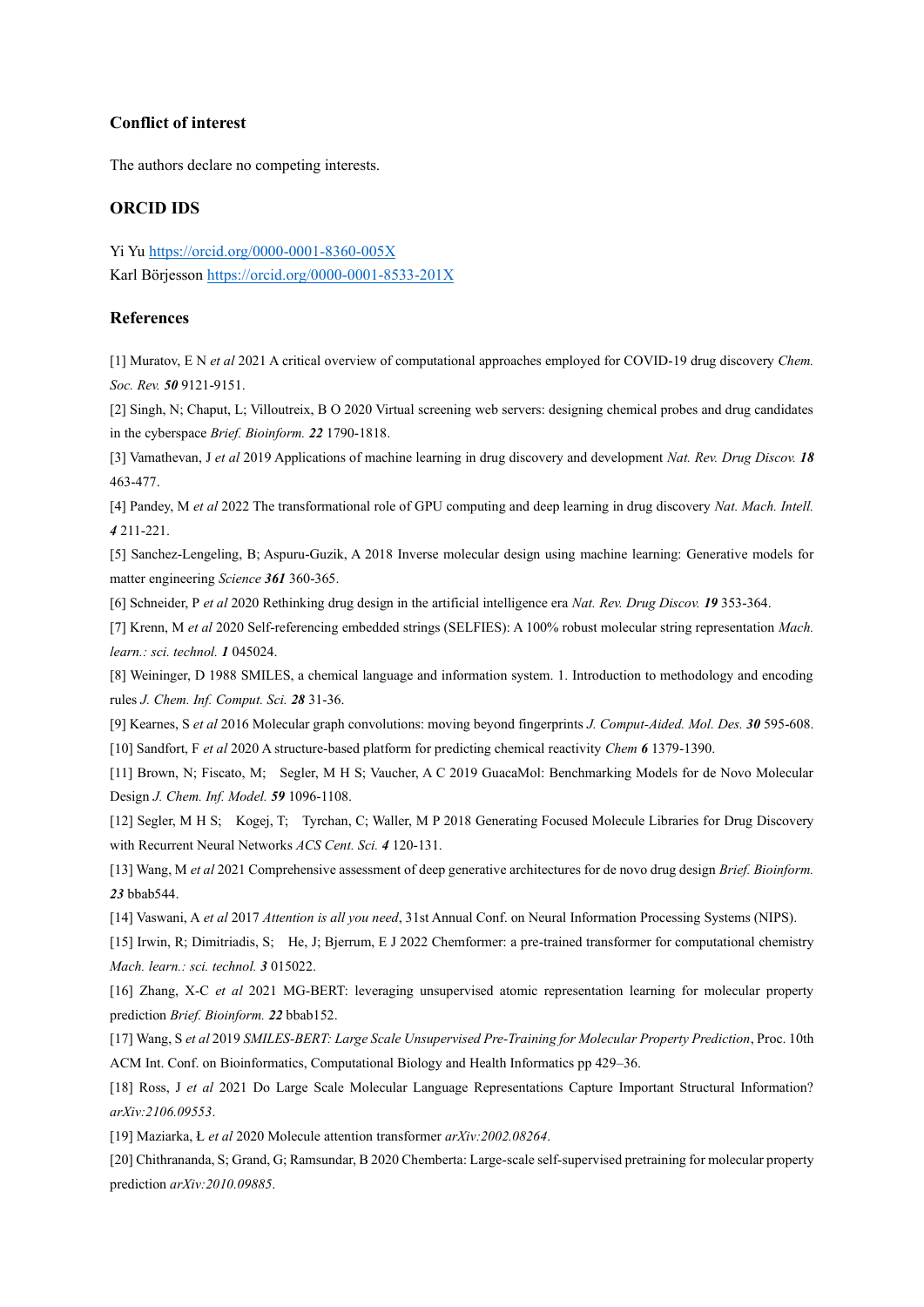## Conflict of interest

The authors declare no competing interests.

## ORCID IDS

Yi Yu https://orcid.org/0000-0001-8360-005X
Karl Börjesson https://orcid.org/0000-0001-8533-201X

## References

[1] Muratov, E N *et al* 2021 A critical overview of computational approaches employed for COVID-19 drug discovery *Chem. Soc. Rev.* ***50*** 9121-9151.

[2] Singh, N; Chaput, L; Villoutreix, B O 2020 Virtual screening web servers: designing chemical probes and drug candidates in the cyberspace *Brief. Bioinform.* ***22*** 1790-1818.

[3] Vamathevan, J *et al* 2019 Applications of machine learning in drug discovery and development *Nat. Rev. Drug Discov.* ***18*** 463-477.

[4] Pandey, M *et al* 2022 The transformational role of GPU computing and deep learning in drug discovery *Nat. Mach. Intell.* ***4*** 211-221.

[5] Sanchez-Lengeling, B; Aspuru-Guzik, A 2018 Inverse molecular design using machine learning: Generative models for matter engineering *Science* ***361*** 360-365.

[6] Schneider, P *et al* 2020 Rethinking drug design in the artificial intelligence era *Nat. Rev. Drug Discov.* ***19*** 353-364.

[7] Krenn, M *et al* 2020 Self-referencing embedded strings (SELFIES): A 100% robust molecular string representation *Mach. learn.: sci. technol.* ***1*** 045024.

[8] Weininger, D 1988 SMILES, a chemical language and information system. 1. Introduction to methodology and encoding rules *J. Chem. Inf. Comput. Sci.* ***28*** 31-36.

[9] Kearnes, S *et al* 2016 Molecular graph convolutions: moving beyond fingerprints *J. Comput-Aided. Mol. Des.* ***30*** 595-608.

[10] Sandfort, F *et al* 2020 A structure-based platform for predicting chemical reactivity *Chem* ***6*** 1379-1390.

[11] Brown, N; Fiscato, M; Segler, M H S; Vaucher, A C 2019 GuacaMol: Benchmarking Models for de Novo Molecular Design *J. Chem. Inf. Model.* ***59*** 1096-1108.

[12] Segler, M H S; Kogej, T; Tyrchan, C; Waller, M P 2018 Generating Focused Molecule Libraries for Drug Discovery with Recurrent Neural Networks *ACS Cent. Sci.* ***4*** 120-131.

[13] Wang, M *et al* 2021 Comprehensive assessment of deep generative architectures for de novo drug design *Brief. Bioinform.* ***23*** bbab544.

[14] Vaswani, A *et al* 2017 *Attention is all you need*, 31st Annual Conf. on Neural Information Processing Systems (NIPS).

[15] Irwin, R; Dimitriadis, S; He, J; Bjerrum, E J 2022 Chemformer: a pre-trained transformer for computational chemistry *Mach. learn.: sci. technol.* ***3*** 015022.

[16] Zhang, X-C *et al* 2021 MG-BERT: leveraging unsupervised atomic representation learning for molecular property prediction *Brief. Bioinform.* ***22*** bbab152.

[17] Wang, S *et al* 2019 *SMILES-BERT: Large Scale Unsupervised Pre-Training for Molecular Property Prediction*, Proc. 10th ACM Int. Conf. on Bioinformatics, Computational Biology and Health Informatics pp 429–36.

[18] Ross, J *et al* 2021 Do Large Scale Molecular Language Representations Capture Important Structural Information? *arXiv:2106.09553*.

[19] Maziarka, Ł *et al* 2020 Molecule attention transformer *arXiv:2002.08264*.

[20] Chithrananda, S; Grand, G; Ramsundar, B 2020 Chemberta: Large-scale self-supervised pretraining for molecular property prediction *arXiv:2010.09885*.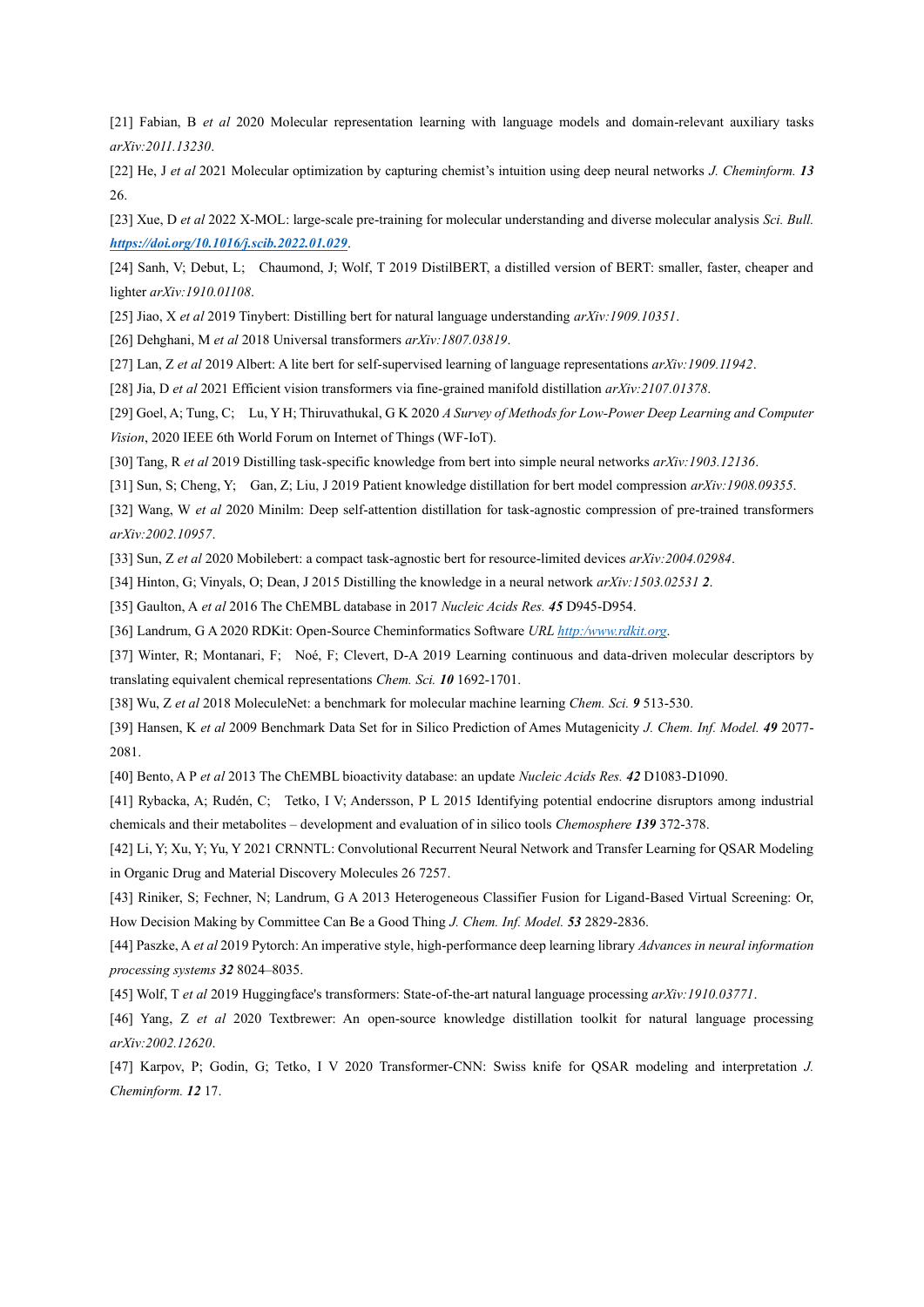[21] Fabian, B *et al* 2020 Molecular representation learning with language models and domain-relevant auxiliary tasks *arXiv:2011.13230*.

[22] He, J *et al* 2021 Molecular optimization by capturing chemist's intuition using deep neural networks *J. Cheminform.* ***13*** 26.

[23] Xue, D *et al* 2022 X-MOL: large-scale pre-training for molecular understanding and diverse molecular analysis *Sci. Bull.* ***https://doi.org/10.1016/j.scib.2022.01.029***.

[24] Sanh, V; Debut, L; Chaumond, J; Wolf, T 2019 DistilBERT, a distilled version of BERT: smaller, faster, cheaper and lighter *arXiv:1910.01108*.

[25] Jiao, X *et al* 2019 Tinybert: Distilling bert for natural language understanding *arXiv:1909.10351*.

[26] Dehghani, M *et al* 2018 Universal transformers *arXiv:1807.03819*.

[27] Lan, Z *et al* 2019 Albert: A lite bert for self-supervised learning of language representations *arXiv:1909.11942*.

[28] Jia, D *et al* 2021 Efficient vision transformers via fine-grained manifold distillation *arXiv:2107.01378.*

[29] Goel, A; Tung, C; Lu, Y H; Thiruvathukal, G K 2020 *A Survey of Methods for Low-Power Deep Learning and Computer Vision*, 2020 IEEE 6th World Forum on Internet of Things (WF-IoT).

[30] Tang, R *et al* 2019 Distilling task-specific knowledge from bert into simple neural networks *arXiv:1903.12136*.

[31] Sun, S; Cheng, Y; Gan, Z; Liu, J 2019 Patient knowledge distillation for bert model compression *arXiv:1908.09355*.

[32] Wang, W *et al* 2020 Minilm: Deep self-attention distillation for task-agnostic compression of pre-trained transformers *arXiv:2002.10957*.

[33] Sun, Z *et al* 2020 Mobilebert: a compact task-agnostic bert for resource-limited devices *arXiv:2004.02984*.

[34] Hinton, G; Vinyals, O; Dean, J 2015 Distilling the knowledge in a neural network *arXiv:1503.02531* ***2***.

[35] Gaulton, A *et al* 2016 The ChEMBL database in 2017 *Nucleic Acids Res.* ***45*** D945-D954.

[36] Landrum, G A 2020 RDKit: Open-Source Cheminformatics Software *URL http:/www.rdkit.org*.

[37] Winter, R; Montanari, F; Noé, F; Clevert, D-A 2019 Learning continuous and data-driven molecular descriptors by translating equivalent chemical representations *Chem. Sci.* ***10*** 1692-1701.

[38] Wu, Z *et al* 2018 MoleculeNet: a benchmark for molecular machine learning *Chem. Sci.* ***9*** 513-530.

[39] Hansen, K *et al* 2009 Benchmark Data Set for in Silico Prediction of Ames Mutagenicity *J. Chem. Inf. Model.* ***49*** 2077-2081.

[40] Bento, A P *et al* 2013 The ChEMBL bioactivity database: an update *Nucleic Acids Res.* ***42*** D1083-D1090.

[41] Rybacka, A; Rudén, C; Tetko, I V; Andersson, P L 2015 Identifying potential endocrine disruptors among industrial chemicals and their metabolites – development and evaluation of in silico tools *Chemosphere* ***139*** 372-378.

[42] Li, Y; Xu, Y; Yu, Y 2021 CRNNTL: Convolutional Recurrent Neural Network and Transfer Learning for QSAR Modeling in Organic Drug and Material Discovery Molecules 26 7257.

[43] Riniker, S; Fechner, N; Landrum, G A 2013 Heterogeneous Classifier Fusion for Ligand-Based Virtual Screening: Or, How Decision Making by Committee Can Be a Good Thing *J. Chem. Inf. Model.* ***53*** 2829-2836.

[44] Paszke, A *et al* 2019 Pytorch: An imperative style, high-performance deep learning library *Advances in neural information processing systems* ***32*** 8024–8035.

[45] Wolf, T *et al* 2019 Huggingface's transformers: State-of-the-art natural language processing *arXiv:1910.03771.*

[46] Yang, Z *et al* 2020 Textbrewer: An open-source knowledge distillation toolkit for natural language processing *arXiv:2002.12620*.

[47] Karpov, P; Godin, G; Tetko, I V 2020 Transformer-CNN: Swiss knife for QSAR modeling and interpretation *J. Cheminform.* ***12*** 17.